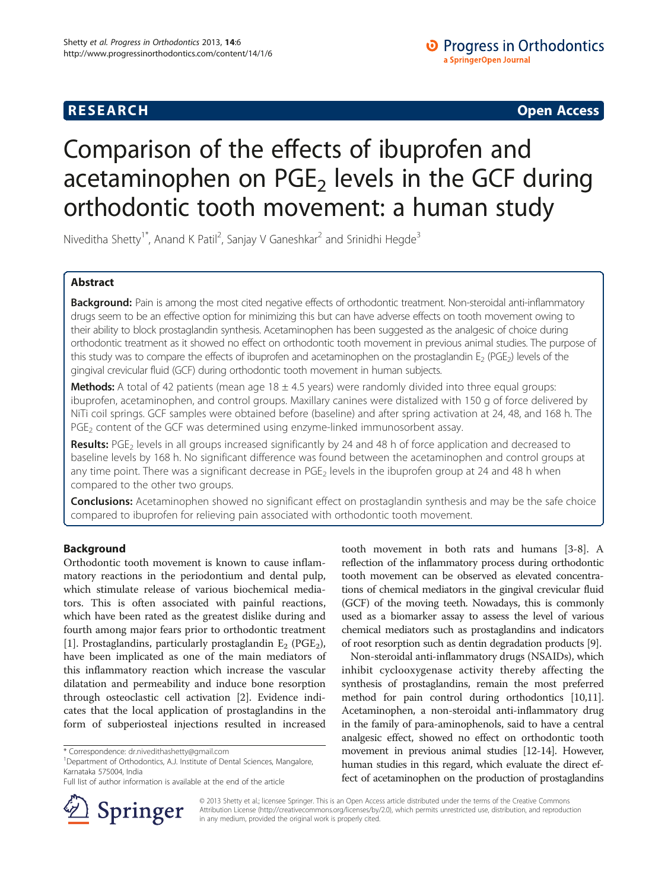RESEARCH Open Access

# Comparison of the effects of ibuprofen and acetaminophen on $PGE_2$ levels in the GCF during orthodontic tooth movement: a human study

Niveditha Shetty[1*], Anand K Patil[2], Sanjay V Ganeshkar[2] and Srinidhi Hegde[3]

## Abstract

**Background:** Pain is among the most cited negative effects of orthodontic treatment. Non-steroidal anti-inflammatory drugs seem to be an effective option for minimizing this but can have adverse effects on tooth movement owing to their ability to block prostaglandin synthesis. Acetaminophen has been suggested as the analgesic of choice during orthodontic treatment as it showed no effect on orthodontic tooth movement in previous animal studies. The purpose of this study was to compare the effects of ibuprofen and acetaminophen on the prostaglandin $E_2$ ($PGE_2$) levels of the gingival crevicular fluid (GCF) during orthodontic tooth movement in human subjects.

**Methods:** A total of 42 patients (mean age 18 ± 4.5 years) were randomly divided into three equal groups: ibuprofen, acetaminophen, and control groups. Maxillary canines were distalized with 150 g of force delivered by NiTi coil springs. GCF samples were obtained before (baseline) and after spring activation at 24, 48, and 168 h. The $PGE_2$ content of the GCF was determined using enzyme-linked immunosorbent assay.

**Results:** $PGE_2$ levels in all groups increased significantly by 24 and 48 h of force application and decreased to baseline levels by 168 h. No significant difference was found between the acetaminophen and control groups at any time point. There was a significant decrease in $PGE_2$ levels in the ibuprofen group at 24 and 48 h when compared to the other two groups.

**Conclusions:** Acetaminophen showed no significant effect on prostaglandin synthesis and may be the safe choice compared to ibuprofen for relieving pain associated with orthodontic tooth movement.

## Background

Orthodontic tooth movement is known to cause inflammatory reactions in the periodontium and dental pulp, which stimulate release of various biochemical mediators. This is often associated with painful reactions, which have been rated as the greatest dislike during and fourth among major fears prior to orthodontic treatment [1]. Prostaglandins, particularly prostaglandin $E_2$ ($PGE_2$), have been implicated as one of the main mediators of this inflammatory reaction which increase the vascular dilatation and permeability and induce bone resorption through osteoclastic cell activation [2]. Evidence indicates that the local application of prostaglandins in the form of subperiosteal injections resulted in increased tooth movement in both rats and humans [3-8]. A reflection of the inflammatory process during orthodontic tooth movement can be observed as elevated concentrations of chemical mediators in the gingival crevicular fluid (GCF) of the moving teeth. Nowadays, this is commonly used as a biomarker assay to assess the level of various chemical mediators such as prostaglandins and indicators of root resorption such as dentin degradation products [9].

Non-steroidal anti-inflammatory drugs (NSAIDs), which inhibit cyclooxygenase activity thereby affecting the synthesis of prostaglandins, remain the most preferred method for pain control during orthodontics [10,11]. Acetaminophen, a non-steroidal anti-inflammatory drug in the family of para-aminophenols, said to have a central analgesic effect, showed no effect on orthodontic tooth movement in previous animal studies [12-14]. However, human studies in this regard, which evaluate the direct effect of acetaminophen on the production of prostaglandins

* Correspondence: dr.nivedithashetty@gmail.com
[1]Department of Orthodontics, A.J. Institute of Dental Sciences, Mangalore, Karnataka 575004, India
Full list of author information is available at the end of the article

© 2013 Shetty et al.; licensee Springer. This is an Open Access article distributed under the terms of the Creative Commons Attribution License (http://creativecommons.org/licenses/by/2.0), which permits unrestricted use, distribution, and reproduction in any medium, provided the original work is properly cited.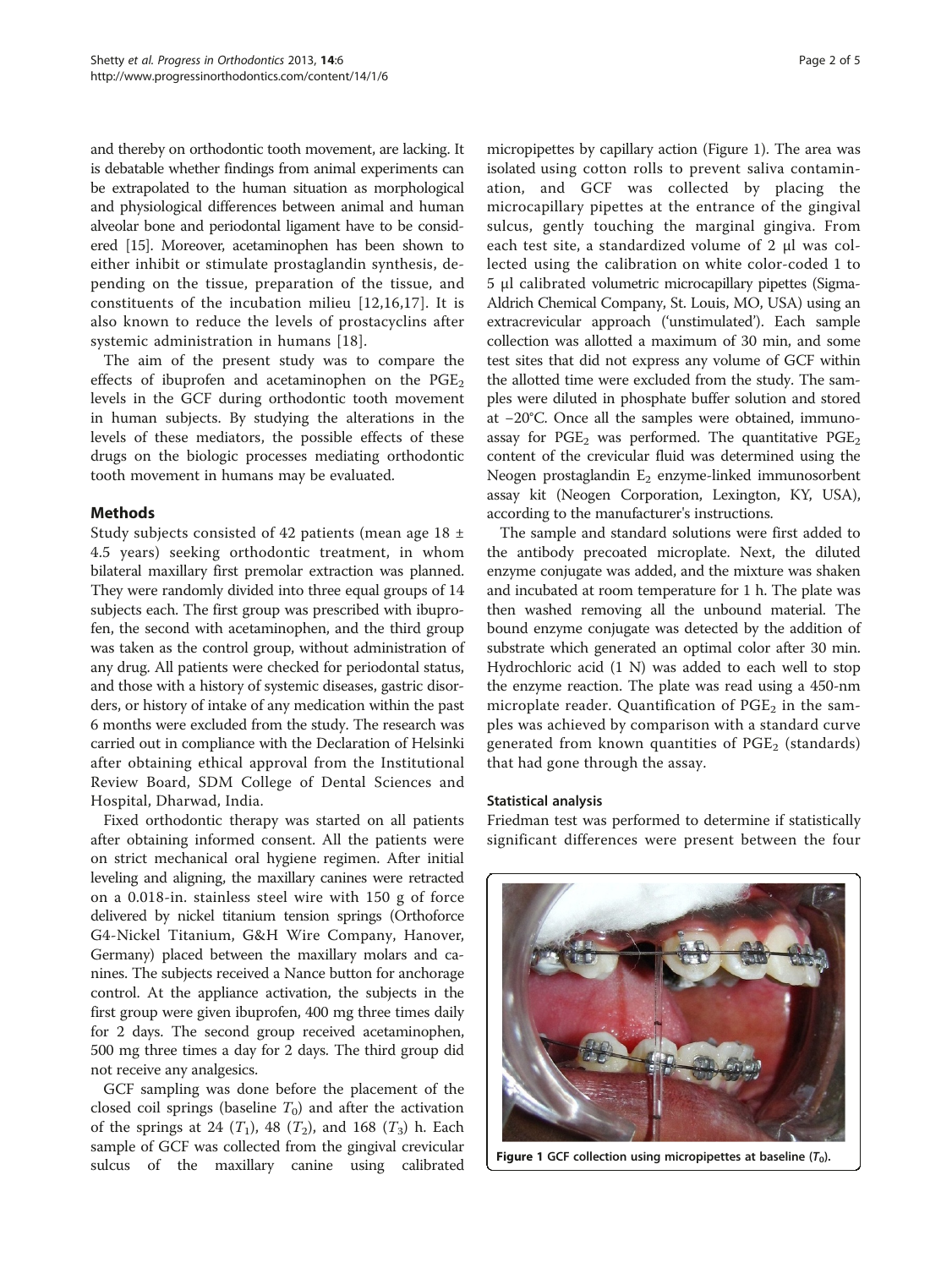and thereby on orthodontic tooth movement, are lacking. It is debatable whether findings from animal experiments can be extrapolated to the human situation as morphological and physiological differences between animal and human alveolar bone and periodontal ligament have to be considered [15]. Moreover, acetaminophen has been shown to either inhibit or stimulate prostaglandin synthesis, depending on the tissue, preparation of the tissue, and constituents of the incubation milieu [12,16,17]. It is also known to reduce the levels of prostacyclins after systemic administration in humans [18].

The aim of the present study was to compare the effects of ibuprofen and acetaminophen on the $PGE_2$ levels in the GCF during orthodontic tooth movement in human subjects. By studying the alterations in the levels of these mediators, the possible effects of these drugs on the biologic processes mediating orthodontic tooth movement in humans may be evaluated.

## Methods

Study subjects consisted of 42 patients (mean age 18 ± 4.5 years) seeking orthodontic treatment, in whom bilateral maxillary first premolar extraction was planned. They were randomly divided into three equal groups of 14 subjects each. The first group was prescribed with ibuprofen, the second with acetaminophen, and the third group was taken as the control group, without administration of any drug. All patients were checked for periodontal status, and those with a history of systemic diseases, gastric disorders, or history of intake of any medication within the past 6 months were excluded from the study. The research was carried out in compliance with the Declaration of Helsinki after obtaining ethical approval from the Institutional Review Board, SDM College of Dental Sciences and Hospital, Dharwad, India.

Fixed orthodontic therapy was started on all patients after obtaining informed consent. All the patients were on strict mechanical oral hygiene regimen. After initial leveling and aligning, the maxillary canines were retracted on a 0.018-in. stainless steel wire with 150 g of force delivered by nickel titanium tension springs (Orthoforce G4-Nickel Titanium, G&H Wire Company, Hanover, Germany) placed between the maxillary molars and canines. The subjects received a Nance button for anchorage control. At the appliance activation, the subjects in the first group were given ibuprofen, 400 mg three times daily for 2 days. The second group received acetaminophen, 500 mg three times a day for 2 days. The third group did not receive any analgesics.

GCF sampling was done before the placement of the closed coil springs (baseline $T_0$) and after the activation of the springs at 24 ($T_1$), 48 ($T_2$), and 168 ($T_3$) h. Each sample of GCF was collected from the gingival crevicular sulcus of the maxillary canine using calibrated micropipettes by capillary action (Figure 1). The area was isolated using cotton rolls to prevent saliva contamination, and GCF was collected by placing the microcapillary pipettes at the entrance of the gingival sulcus, gently touching the marginal gingiva. From each test site, a standardized volume of 2 μl was collected using the calibration on white color-coded 1 to 5 μl calibrated volumetric microcapillary pipettes (Sigma-Aldrich Chemical Company, St. Louis, MO, USA) using an extracrevicular approach ('unstimulated'). Each sample collection was allotted a maximum of 30 min, and some test sites that did not express any volume of GCF within the allotted time were excluded from the study. The samples were diluted in phosphate buffer solution and stored at −20°C. Once all the samples were obtained, immunoassay for $PGE_2$ was performed. The quantitative $PGE_2$ content of the crevicular fluid was determined using the Neogen prostaglandin $E_2$ enzyme-linked immunosorbent assay kit (Neogen Corporation, Lexington, KY, USA), according to the manufacturer's instructions.

The sample and standard solutions were first added to the antibody precoated microplate. Next, the diluted enzyme conjugate was added, and the mixture was shaken and incubated at room temperature for 1 h. The plate was then washed removing all the unbound material. The bound enzyme conjugate was detected by the addition of substrate which generated an optimal color after 30 min. Hydrochloric acid (1 N) was added to each well to stop the enzyme reaction. The plate was read using a 450-nm microplate reader. Quantification of $PGE_2$ in the samples was achieved by comparison with a standard curve generated from known quantities of $PGE_2$ (standards) that had gone through the assay.

### Statistical analysis

Friedman test was performed to determine if statistically significant differences were present between the four

**Figure 1 GCF collection using micropipettes at baseline ($T_0$).**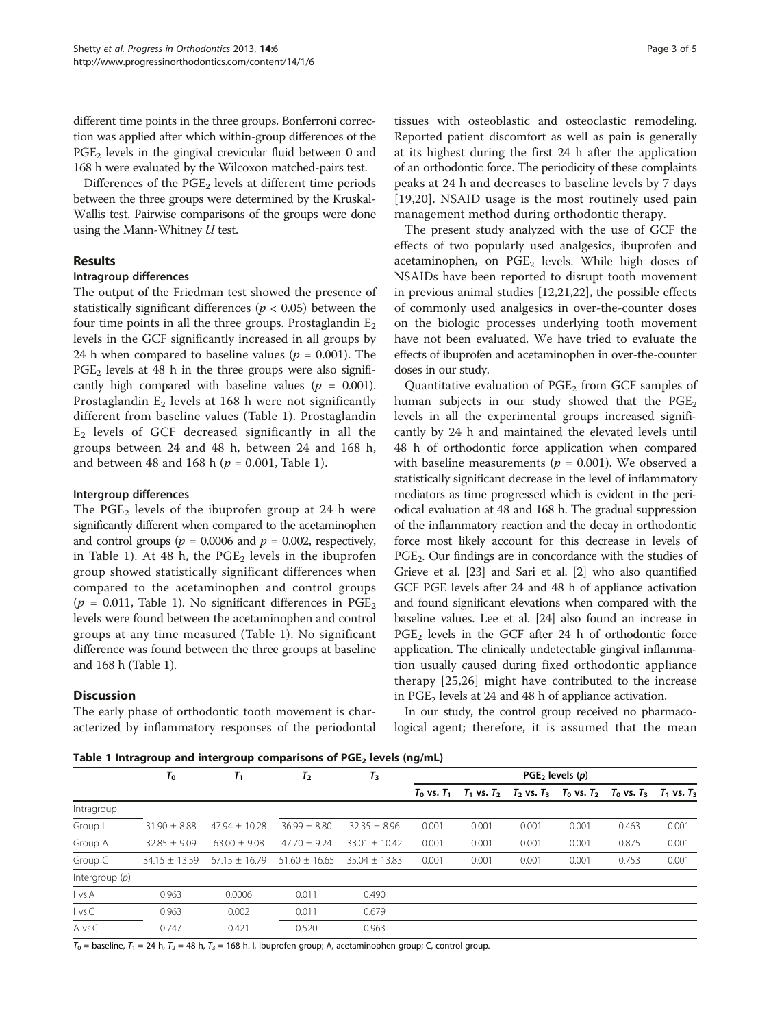different time points in the three groups. Bonferroni correction was applied after which within-group differences of the $PGE_2$ levels in the gingival crevicular fluid between 0 and 168 h were evaluated by the Wilcoxon matched-pairs test.

Differences of the $PGE_2$ levels at different time periods between the three groups were determined by the Kruskal-Wallis test. Pairwise comparisons of the groups were done using the Mann-Whitney *U* test.

## Results

### Intragroup differences

The output of the Friedman test showed the presence of statistically significant differences ($p < 0.05$) between the four time points in all the three groups. Prostaglandin $E_2$ levels in the GCF significantly increased in all groups by 24 h when compared to baseline values ($p = 0.001$). The $PGE_2$ levels at 48 h in the three groups were also significantly high compared with baseline values ($p = 0.001$). Prostaglandin $E_2$ levels at 168 h were not significantly different from baseline values (Table 1). Prostaglandin $E_2$ levels of GCF decreased significantly in all the groups between 24 and 48 h, between 24 and 168 h, and between 48 and 168 h ($p = 0.001$, Table 1).

### Intergroup differences

The $PGE_2$ levels of the ibuprofen group at 24 h were significantly different when compared to the acetaminophen and control groups ($p = 0.0006$ and $p = 0.002$, respectively, in Table 1). At 48 h, the $PGE_2$ levels in the ibuprofen group showed statistically significant differences when compared to the acetaminophen and control groups ($p = 0.011$, Table 1). No significant differences in $PGE_2$ levels were found between the acetaminophen and control groups at any time measured (Table 1). No significant difference was found between the three groups at baseline and 168 h (Table 1).

## Discussion

The early phase of orthodontic tooth movement is characterized by inflammatory responses of the periodontal tissues with osteoblastic and osteoclastic remodeling. Reported patient discomfort as well as pain is generally at its highest during the first 24 h after the application of an orthodontic force. The periodicity of these complaints peaks at 24 h and decreases to baseline levels by 7 days [19,20]. NSAID usage is the most routinely used pain management method during orthodontic therapy.

The present study analyzed with the use of GCF the effects of two popularly used analgesics, ibuprofen and acetaminophen, on $PGE_2$ levels. While high doses of NSAIDs have been reported to disrupt tooth movement in previous animal studies [12,21,22], the possible effects of commonly used analgesics in over-the-counter doses on the biologic processes underlying tooth movement have not been evaluated. We have tried to evaluate the effects of ibuprofen and acetaminophen in over-the-counter doses in our study.

Quantitative evaluation of $PGE_2$ from GCF samples of human subjects in our study showed that the $PGE_2$ levels in all the experimental groups increased significantly by 24 h and maintained the elevated levels until 48 h of orthodontic force application when compared with baseline measurements ($p = 0.001$). We observed a statistically significant decrease in the level of inflammatory mediators as time progressed which is evident in the periodical evaluation at 48 and 168 h. The gradual suppression of the inflammatory reaction and the decay in orthodontic force most likely account for this decrease in levels of $PGE_2$. Our findings are in concordance with the studies of Grieve et al. [23] and Sari et al. [2] who also quantified GCF PGE levels after 24 and 48 h of appliance activation and found significant elevations when compared with the baseline values. Lee et al. [24] also found an increase in $PGE_2$ levels in the GCF after 24 h of orthodontic force application. The clinically undetectable gingival inflammation usually caused during fixed orthodontic appliance therapy [25,26] might have contributed to the increase in $PGE_2$ levels at 24 and 48 h of appliance activation.

In our study, the control group received no pharmacological agent; therefore, it is assumed that the mean

**Table 1 Intragroup and intergroup comparisons of $PGE_2$ levels (ng/mL)**

| | $T_0$ | $T_1$ | $T_2$ | $T_3$ | $PGE_2$ levels ($p$) | | | | | |
|---|---|---|---|---|---|---|---|---|---|---|
| | | | | | $T_0$ vs. $T_1$ | $T_1$ vs. $T_2$ | $T_2$ vs. $T_3$ | $T_0$ vs. $T_2$ | $T_0$ vs. $T_3$ | $T_1$ vs. $T_3$ |
| Intragroup | | | | | | | | | | |
| Group I | 31.90 ± 8.88 | 47.94 ± 10.28 | 36.99 ± 8.80 | 32.35 ± 8.96 | 0.001 | 0.001 | 0.001 | 0.001 | 0.463 | 0.001 |
| Group A | 32.85 ± 9.09 | 63.00 ± 9.08 | 47.70 ± 9.24 | 33.01 ± 10.42 | 0.001 | 0.001 | 0.001 | 0.001 | 0.875 | 0.001 |
| Group C | 34.15 ± 13.59 | 67.15 ± 16.79 | 51.60 ± 16.65 | 35.04 ± 13.83 | 0.001 | 0.001 | 0.001 | 0.001 | 0.753 | 0.001 |
| Intergroup ($p$) | | | | | | | | | | |
| I vs.A | 0.963 | 0.0006 | 0.011 | 0.490 | | | | | | |
| I vs.C | 0.963 | 0.002 | 0.011 | 0.679 | | | | | | |
| A vs.C | 0.747 | 0.421 | 0.520 | 0.963 | | | | | | |

$T_0$ = baseline, $T_1$ = 24 h, $T_2$ = 48 h, $T_3$ = 168 h. I, ibuprofen group; A, acetaminophen group; C, control group.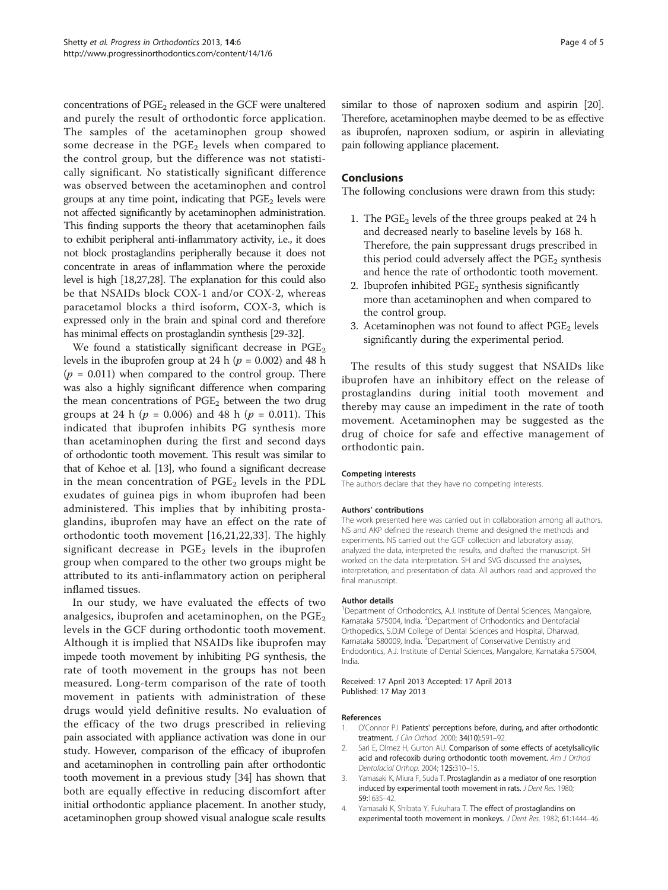concentrations of $PGE_2$ released in the GCF were unaltered and purely the result of orthodontic force application. The samples of the acetaminophen group showed some decrease in the $PGE_2$ levels when compared to the control group, but the difference was not statistically significant. No statistically significant difference was observed between the acetaminophen and control groups at any time point, indicating that $PGE_2$ levels were not affected significantly by acetaminophen administration. This finding supports the theory that acetaminophen fails to exhibit peripheral anti-inflammatory activity, i.e., it does not block prostaglandins peripherally because it does not concentrate in areas of inflammation where the peroxide level is high [18,27,28]. The explanation for this could also be that NSAIDs block COX-1 and/or COX-2, whereas paracetamol blocks a third isoform, COX-3, which is expressed only in the brain and spinal cord and therefore has minimal effects on prostaglandin synthesis [29-32].

We found a statistically significant decrease in $PGE_2$ levels in the ibuprofen group at 24 h ($p = 0.002$) and 48 h ($p = 0.011$) when compared to the control group. There was also a highly significant difference when comparing the mean concentrations of $PGE_2$ between the two drug groups at 24 h ($p = 0.006$) and 48 h ($p = 0.011$). This indicated that ibuprofen inhibits PG synthesis more than acetaminophen during the first and second days of orthodontic tooth movement. This result was similar to that of Kehoe et al. [13], who found a significant decrease in the mean concentration of $PGE_2$ levels in the PDL exudates of guinea pigs in whom ibuprofen had been administered. This implies that by inhibiting prostaglandins, ibuprofen may have an effect on the rate of orthodontic tooth movement [16,21,22,33]. The highly significant decrease in $PGE_2$ levels in the ibuprofen group when compared to the other two groups might be attributed to its anti-inflammatory action on peripheral inflamed tissues.

In our study, we have evaluated the effects of two analgesics, ibuprofen and acetaminophen, on the $PGE_2$ levels in the GCF during orthodontic tooth movement. Although it is implied that NSAIDs like ibuprofen may impede tooth movement by inhibiting PG synthesis, the rate of tooth movement in the groups has not been measured. Long-term comparison of the rate of tooth movement in patients with administration of these drugs would yield definitive results. No evaluation of the efficacy of the two drugs prescribed in relieving pain associated with appliance activation was done in our study. However, comparison of the efficacy of ibuprofen and acetaminophen in controlling pain after orthodontic tooth movement in a previous study [34] has shown that both are equally effective in reducing discomfort after initial orthodontic appliance placement. In another study, acetaminophen group showed visual analogue scale results similar to those of naproxen sodium and aspirin [20]. Therefore, acetaminophen maybe deemed to be as effective as ibuprofen, naproxen sodium, or aspirin in alleviating pain following appliance placement.

## Conclusions

The following conclusions were drawn from this study:

1. The $PGE_2$ levels of the three groups peaked at 24 h and decreased nearly to baseline levels by 168 h. Therefore, the pain suppressant drugs prescribed in this period could adversely affect the $PGE_2$ synthesis and hence the rate of orthodontic tooth movement.
2. Ibuprofen inhibited $PGE_2$ synthesis significantly more than acetaminophen and when compared to the control group.
3. Acetaminophen was not found to affect $PGE_2$ levels significantly during the experimental period.

The results of this study suggest that NSAIDs like ibuprofen have an inhibitory effect on the release of prostaglandins during initial tooth movement and thereby may cause an impediment in the rate of tooth movement. Acetaminophen may be suggested as the drug of choice for safe and effective management of orthodontic pain.

#### Competing interests

The authors declare that they have no competing interests.

#### Authors' contributions

The work presented here was carried out in collaboration among all authors. NS and AKP defined the research theme and designed the methods and experiments. NS carried out the GCF collection and laboratory assay, analyzed the data, interpreted the results, and drafted the manuscript. SH worked on the data interpretation. SH and SVG discussed the analyses, interpretation, and presentation of data. All authors read and approved the final manuscript.

#### Author details

[1]Department of Orthodontics, A.J. Institute of Dental Sciences, Mangalore, Karnataka 575004, India. [2]Department of Orthodontics and Dentofacial Orthopedics, S.D.M College of Dental Sciences and Hospital, Dharwad, Karnataka 580009, India. [3]Department of Conservative Dentistry and Endodontics, A.J. Institute of Dental Sciences, Mangalore, Karnataka 575004, India.

Received: 17 April 2013 Accepted: 17 April 2013
Published: 17 May 2013

#### References

1. O'Connor PJ. **Patients' perceptions before, during, and after orthodontic treatment.** *J Clin Orthod.* 2000; **34(10)**:591–92.
2. Sari E, Olmez H, Gurton AU. **Comparison of some effects of acetylsalicylic acid and rofecoxib during orthodontic tooth movement.** *Am J Orthod Dentofacial Orthop.* 2004; **125**:310–15.
3. Yamasaki K, Miura F, Suda T. **Prostaglandin as a mediator of one resorption induced by experimental tooth movement in rats.** *J Dent Res.* 1980; **59**:1635–42.
4. Yamasaki K, Shibata Y, Fukuhara T. **The effect of prostaglandins on experimental tooth movement in monkeys.** *J Dent Res.* 1982; **61**:1444–46.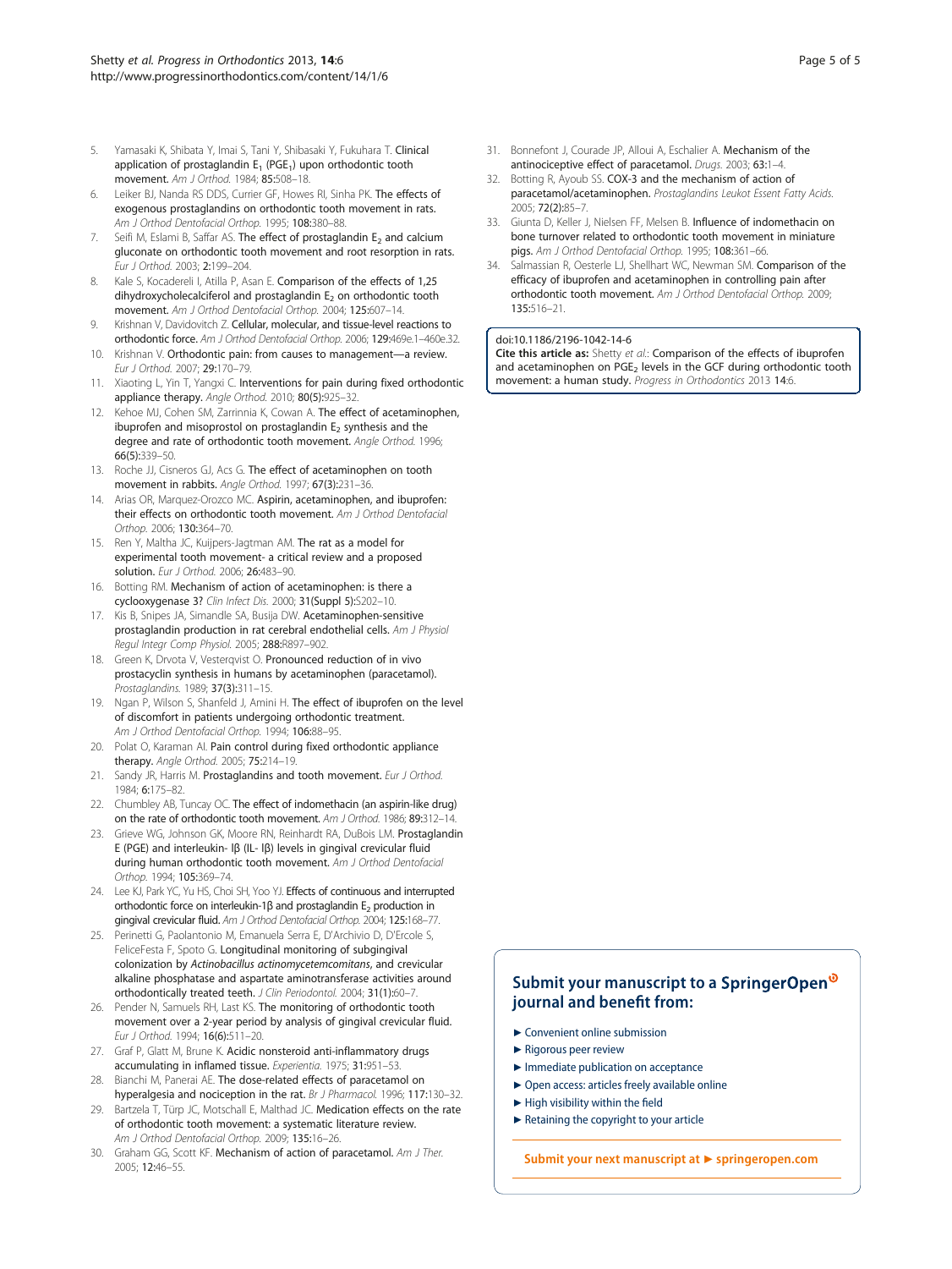5. Yamasaki K, Shibata Y, Imai S, Tani Y, Shibasaki Y, Fukuhara T. **Clinical application of prostaglandin $E_1$ ($PGE_1$) upon orthodontic tooth movement.** *Am J Orthod.* 1984; **85:**508–18.
6. Leiker BJ, Nanda RS DDS, Currier GF, Howes RI, Sinha PK. **The effects of exogenous prostaglandins on orthodontic tooth movement in rats.** *Am J Orthod Dentofacial Orthop.* 1995; **108:**380–88.
7. Seifi M, Eslami B, Saffar AS. **The effect of prostaglandin $E_2$ and calcium gluconate on orthodontic tooth movement and root resorption in rats.** *Eur J Orthod.* 2003; **2:**199–204.
8. Kale S, Kocadereli I, Atilla P, Asan E. **Comparison of the effects of 1,25 dihydroxycholecalciferol and prostaglandin $E_2$ on orthodontic tooth movement.** *Am J Orthod Dentofacial Orthop.* 2004; **125:**607–14.
9. Krishnan V, Davidovitch Z. **Cellular, molecular, and tissue-level reactions to orthodontic force.** *Am J Orthod Dentofacial Orthop.* 2006; **129:**469e.1–460e.32.
10. Krishnan V. **Orthodontic pain: from causes to management—a review.** *Eur J Orthod.* 2007; **29:**170–79.
11. Xiaoting L, Yin T, Yangxi C. **Interventions for pain during fixed orthodontic appliance therapy.** *Angle Orthod.* 2010; **80(5):**925–32.
12. Kehoe MJ, Cohen SM, Zarrinnia K, Cowan A. **The effect of acetaminophen, ibuprofen and misoprostol on prostaglandin $E_2$ synthesis and the degree and rate of orthodontic tooth movement.** *Angle Orthod.* 1996; **66(5):**339–50.
13. Roche JJ, Cisneros GJ, Acs G. **The effect of acetaminophen on tooth movement in rabbits.** *Angle Orthod.* 1997; **67(3):**231–36.
14. Arias OR, Marquez-Orozco MC. **Aspirin, acetaminophen, and ibuprofen: their effects on orthodontic tooth movement.** *Am J Orthod Dentofacial Orthop.* 2006; **130:**364–70.
15. Ren Y, Maltha JC, Kuijpers-Jagtman AM. **The rat as a model for experimental tooth movement- a critical review and a proposed solution.** *Eur J Orthod.* 2006; **26:**483–90.
16. Botting RM. **Mechanism of action of acetaminophen: is there a cyclooxygenase 3?** *Clin Infect Dis.* 2000; **31(Suppl 5):**S202–10.
17. Kis B, Snipes JA, Simandle SA, Busija DW. **Acetaminophen-sensitive prostaglandin production in rat cerebral endothelial cells.** *Am J Physiol Regul Integr Comp Physiol.* 2005; **288:**R897–902.
18. Green K, Drvota V, Vesterqvist O. **Pronounced reduction of in vivo prostacyclin synthesis in humans by acetaminophen (paracetamol).** *Prostaglandins.* 1989; **37(3):**311–15.
19. Ngan P, Wilson S, Shanfeld J, Amini H. **The effect of ibuprofen on the level of discomfort in patients undergoing orthodontic treatment.** *Am J Orthod Dentofacial Orthop.* 1994; **106:**88–95.
20. Polat O, Karaman AI. **Pain control during fixed orthodontic appliance therapy.** *Angle Orthod.* 2005; **75:**214–19.
21. Sandy JR, Harris M. **Prostaglandins and tooth movement.** *Eur J Orthod.* 1984; **6:**175–82.
22. Chumbley AB, Tuncay OC. **The effect of indomethacin (an aspirin-like drug) on the rate of orthodontic tooth movement.** *Am J Orthod.* 1986; **89:**312–14.
23. Grieve WG, Johnson GK, Moore RN, Reinhardt RA, DuBois LM. **Prostaglandin E (PGE) and interleukin- Iβ (IL- Iβ) levels in gingival crevicular fluid during human orthodontic tooth movement.** *Am J Orthod Dentofacial Orthop.* 1994; **105:**369–74.
24. Lee KJ, Park YC, Yu HS, Choi SH, Yoo YJ. **Effects of continuous and interrupted orthodontic force on interleukin-1β and prostaglandin $E_2$ production in gingival crevicular fluid.** *Am J Orthod Dentofacial Orthop.* 2004; **125:**168–77.
25. Perinetti G, Paolantonio M, Emanuela Serra E, D'Archivio D, D'Ercole S, FeliceFesta F, Spoto G. **Longitudinal monitoring of subgingival colonization by *Actinobacillus actinomycetemcomitans*, and crevicular alkaline phosphatase and aspartate aminotransferase activities around orthodontically treated teeth.** *J Clin Periodontol.* 2004; **31(1):**60–7.
26. Pender N, Samuels RH, Last KS. **The monitoring of orthodontic tooth movement over a 2-year period by analysis of gingival crevicular fluid.** *Eur J Orthod.* 1994; **16(6):**511–20.
27. Graf P, Glatt M, Brune K. **Acidic nonsteroid anti-inflammatory drugs accumulating in inflamed tissue.** *Experientia.* 1975; **31:**951–53.
28. Bianchi M, Panerai AE. **The dose-related effects of paracetamol on hyperalgesia and nociception in the rat.** *Br J Pharmacol.* 1996; **117:**130–32.
29. Bartzela T, Türp JC, Motschall E, Malthad JC. **Medication effects on the rate of orthodontic tooth movement: a systematic literature review.** *Am J Orthod Dentofacial Orthop.* 2009; **135:**16–26.
30. Graham GG, Scott KF. **Mechanism of action of paracetamol.** *Am J Ther.* 2005; **12:**46–55.
31. Bonnefont J, Courade JP, Alloui A, Eschalier A. **Mechanism of the antinociceptive effect of paracetamol.** *Drugs.* 2003; **63:**1–4.
32. Botting R, Ayoub SS. **COX-3 and the mechanism of action of paracetamol/acetaminophen.** *Prostaglandins Leukot Essent Fatty Acids.* 2005; **72(2):**85–7.
33. Giunta D, Keller J, Nielsen FF, Melsen B. **Influence of indomethacin on bone turnover related to orthodontic tooth movement in miniature pigs.** *Am J Orthod Dentofacial Orthop.* 1995; **108:**361–66.
34. Salmassian R, Oesterle LJ, Shellhart WC, Newman SM. **Comparison of the efficacy of ibuprofen and acetaminophen in controlling pain after orthodontic tooth movement.** *Am J Orthod Dentofacial Orthop.* 2009; **135:**516–21.

doi:10.1186/2196-1042-14-6

**Cite this article as:** Shetty *et al.*: Comparison of the effects of ibuprofen and acetaminophen on $PGE_2$ levels in the GCF during orthodontic tooth movement: a human study. *Progress in Orthodontics* 2013 **14**:6.

**Submit your manuscript to a SpringerOpen journal and benefit from:**

- ► Convenient online submission
- ► Rigorous peer review
- ► Immediate publication on acceptance
- ► Open access: articles freely available online
- ► High visibility within the field
- ► Retaining the copyright to your article

**Submit your next manuscript at ► springeropen.com**